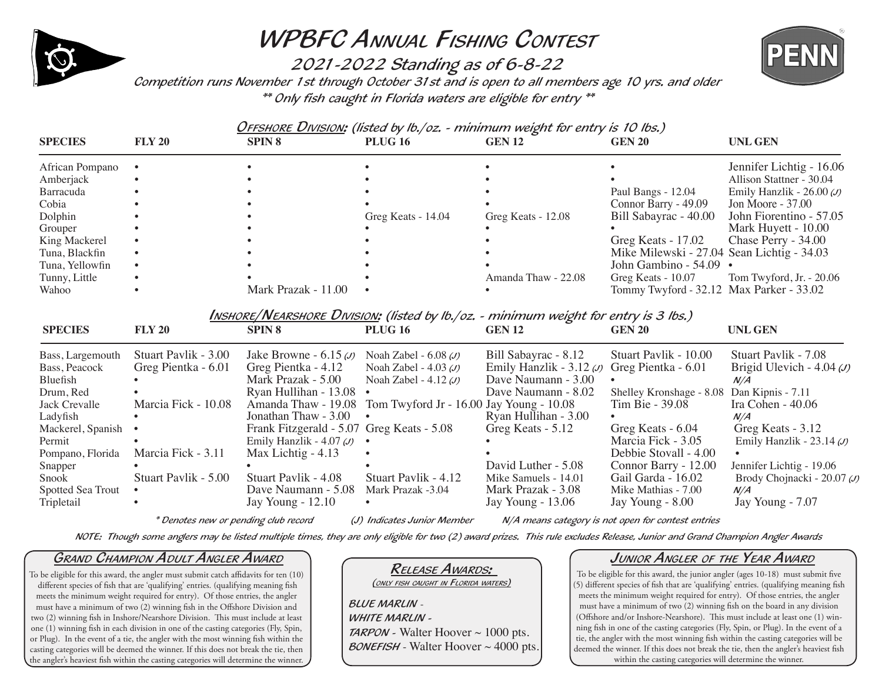# WPBFC Annual Fishing Contest

## 2021-2022 Standing as of 6-8-22

*Competition runs November 1st through October 31st and is open to all members age 10 yrs. and older*

*** Only fish caught in Florida waters are eligible for entry ***

### Offshore Division: (listed by lb./oz. - minimum weight for entry is 10 lbs.)

| SPECIES | FLY 20 | SPIN 8 | PLUG 16 | GEN 12 | GEN 20 | UNL GEN |
|---|---|---|---|---|---|---|
| African Pompano | • | • | • | • | • | Jennifer Lichtig - 16.06 |
| Amberjack | • | • | • | • | • | Allison Stattner - 30.04 |
| Barracuda | • | • | • | • | Paul Bangs - 12.04 | Emily Hanzlik - 26.00 (J) |
| Cobia | • | • | • | • | Connor Barry - 49.09 | Jon Moore - 37.00 |
| Dolphin | • | • | Greg Keats - 14.04 | Greg Keats - 12.08 | Bill Sabayrac - 40.00 | John Fiorentino - 57.05 |
| Grouper | • | • | • | • | • | Mark Huyett - 10.00 |
| King Mackerel | • | • | • | • | Greg Keats - 17.02 | Chase Perry - 34.00 |
| Tuna, Blackfin | • | • | • | • | Mike Milewski - 27.04 | Sean Lichtig - 34.03 |
| Tuna, Yellowfin | • | • | • | • | John Gambino - 54.09 | • |
| Tunny, Little | • | • | • | Amanda Thaw - 22.08 | Greg Keats - 10.07 | Tom Twyford, Jr. - 20.06 |
| Wahoo | • | Mark Prazak - 11.00 | • | • | Tommy Twyford - 32.12 | Max Parker - 33.02 |

### Inshore/Nearshore Division: (listed by lb./oz. - minimum weight for entry is 3 lbs.)

| SPECIES | FLY 20 | SPIN 8 | PLUG 16 | GEN 12 | GEN 20 | UNL GEN |
|---|---|---|---|---|---|---|
| Bass, Largemouth | Stuart Pavlik - 3.00 | Jake Browne - 6.15 (J) | Noah Zabel - 6.08 (J) | Bill Sabayrac - 8.12 | Stuart Pavlik - 10.00 | Stuart Pavlik - 7.08 |
| Bass, Peacock | Greg Pientka - 6.01 | Greg Pientka - 4.12 | Noah Zabel - 4.03 (J) | Emily Hanzlik - 3.12 (J) | Greg Pientka - 6.01 | Brigid Ulevich - 4.04 (J) |
| Bluefish | • | Mark Prazak - 5.00 | Noah Zabel - 4.12 (J) | Dave Naumann - 3.00 | • | N/A |
| Drum, Red | • | Ryan Hullihan - 13.08 | • | Dave Naumann - 8.02 | Shelley Kronshage - 8.08 | Dan Kipnis - 7.11 |
| Jack Crevalle | Marcia Fick - 10.08 | Amanda Thaw - 19.08 | Tom Twyford Jr - 16.00 | Jay Young - 10.08 | Tim Bie - 39.08 | Ira Cohen - 40.06 |
| Ladyfish | • | Jonathan Thaw - 3.00 | • | Ryan Hullihan - 3.00 | • | N/A |
| Mackerel, Spanish | • | Frank Fitzgerald - 5.07 | Greg Keats - 5.08 | Greg Keats - 5.12 | Greg Keats - 6.04 | Greg Keats - 3.12 |
| Permit | • | Emily Hanzlik - 4.07 (J) | • | • | Marcia Fick - 3.05 | Emily Hanzlik - 23.14 (J) |
| Pompano, Florida | Marcia Fick - 3.11 | Max Lichtig - 4.13 | • | • | Debbie Stovall - 4.00 | • |
| Snapper | • | • | • | David Luther - 5.08 | Connor Barry - 12.00 | Jennifer Lichtig - 19.06 |
| Snook | Stuart Pavlik - 5.00 | Stuart Pavlik - 4.08 | Stuart Pavlik - 4.12 | Mike Samuels - 14.01 | Gail Garda - 16.02 | Brody Chojnacki - 20.07 (J) |
| Spotted Sea Trout | • | Dave Naumann - 5.08 | Mark Prazak -3.04 | Mark Prazak - 3.08 | Mike Mathias - 7.00 | N/A |
| Tripletail | • | Jay Young - 12.10 | • | Jay Young - 13.06 | Jay Young - 8.00 | Jay Young - 7.07 |

*\* Denotes new or pending club record*  (J) Indicates Junior Member  N/A means category is not open for contest entries

**NOTE: Though some anglers may be listed multiple times, they are only eligible for two (2) award prizes. This rule excludes Release, Junior and Grand Champion Angler Awards**

### Grand Champion Adult Angler Award

To be eligible for this award, the angler must submit catch affidavits for ten (10) different species of fish that are 'qualifying' entries. (qualifying meaning fish meets the minimum weight required for entry). Of those entries, the angler must have a minimum of two (2) winning fish in the Offshore Division and two (2) winning fish in Inshore/Nearshore Division. This must include at least one (1) winning fish in each division in one of the casting categories (Fly, Spin, or Plug). In the event of a tie, the angler with the most winning fish within the casting categories will be deemed the winner. If this does not break the tie, then the angler's heaviest fish within the casting categories will determine the winner.

### Release Awards:

(only fish caught in Florida waters)

**BLUE MARLIN** -

**WHITE MARLIN** -

**TARPON** - Walter Hoover ~ 1000 pts.

**BONEFISH** - Walter Hoover ~ 4000 pts.

### Junior Angler of the Year Award

To be eligible for this award, the junior angler (ages 10-18) must submit five (5) different species of fish that are 'qualifying' entries. (qualifying meaning fish meets the minimum weight required for entry). Of those entries, the angler must have a minimum of two (2) winning fish on the board in any division (Offshore and/or Inshore-Nearshore). This must include at least one (1) winning fish in one of the casting categories (Fly, Spin, or Plug). In the event of a tie, the angler with the most winning fish within the casting categories will be deemed the winner. If this does not break the tie, then the angler's heaviest fish within the casting categories will determine the winner.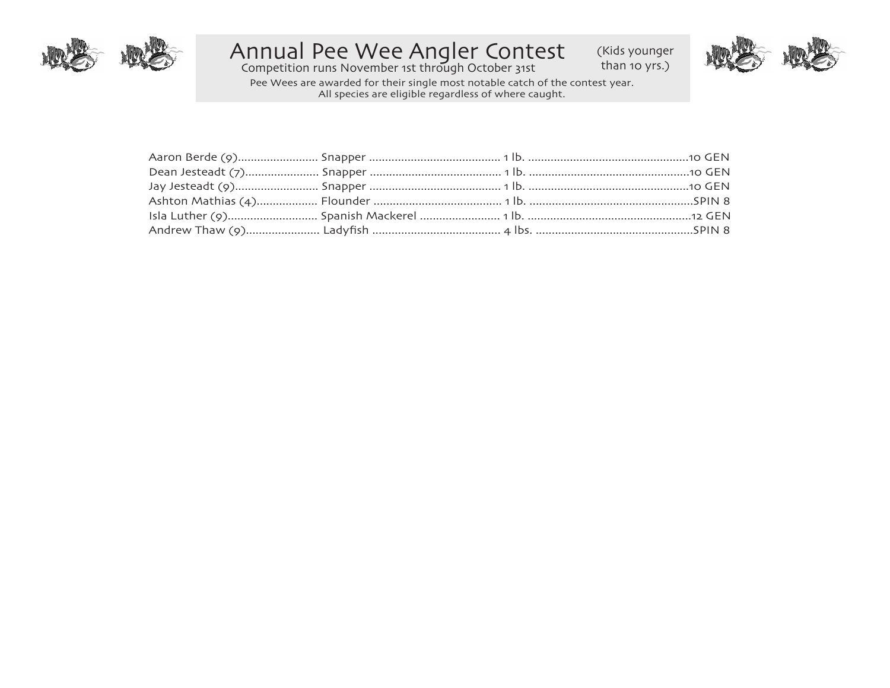# Annual Pee Wee Angler Contest

(Kids younger than 10 yrs.)

Competition runs November 1st through October 31st

Pee Wees are awarded for their single most notable catch of the contest year.
All species are eligible regardless of where caught.

| | | | |
|---|---|---|---|
| Aaron Berde (9) | Snapper | 1 lb. | 10 GEN |
| Dean Jesteadt (7) | Snapper | 1 lb. | 10 GEN |
| Jay Jesteadt (9) | Snapper | 1 lb. | 10 GEN |
| Ashton Mathias (4) | Flounder | 1 lb. | SPIN 8 |
| Isla Luther (9) | Spanish Mackerel | 1 lb. | 12 GEN |
| Andrew Thaw (9) | Ladyfish | 4 lbs. | SPIN 8 |